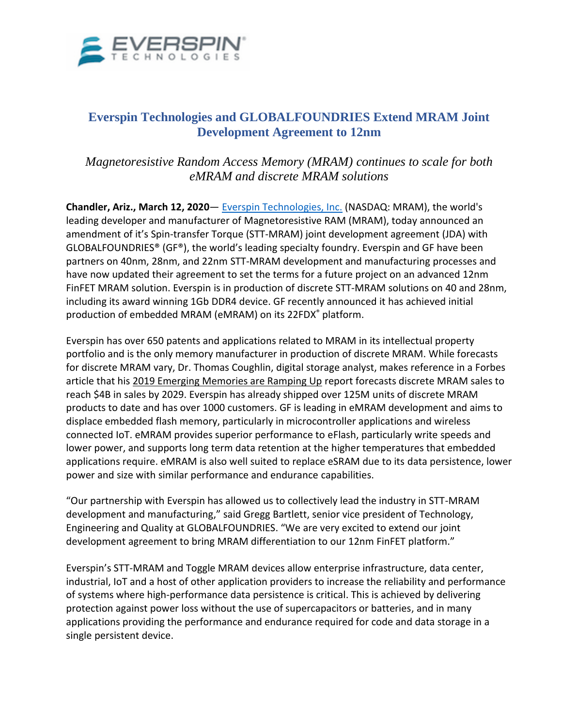# Everspin Technologies and GLOBALFOUNDRIES Extend MRAM Joint Development Agreement to 12nm

*Magnetoresistive Random Access Memory (MRAM) continues to scale for both eMRAM and discrete MRAM solutions*

**Chandler, Ariz., March 12, 2020**— Everspin Technologies, Inc. (NASDAQ: MRAM), the world's leading developer and manufacturer of Magnetoresistive RAM (MRAM), today announced an amendment of it's Spin-transfer Torque (STT-MRAM) joint development agreement (JDA) with GLOBALFOUNDRIES® (GF®), the world's leading specialty foundry. Everspin and GF have been partners on 40nm, 28nm, and 22nm STT-MRAM development and manufacturing processes and have now updated their agreement to set the terms for a future project on an advanced 12nm FinFET MRAM solution. Everspin is in production of discrete STT-MRAM solutions on 40 and 28nm, including its award winning 1Gb DDR4 device. GF recently announced it has achieved initial production of embedded MRAM (eMRAM) on its 22FDX® platform.

Everspin has over 650 patents and applications related to MRAM in its intellectual property portfolio and is the only memory manufacturer in production of discrete MRAM. While forecasts for discrete MRAM vary, Dr. Thomas Coughlin, digital storage analyst, makes reference in a Forbes article that his 2019 Emerging Memories are Ramping Up report forecasts discrete MRAM sales to reach $4B in sales by 2029. Everspin has already shipped over 125M units of discrete MRAM products to date and has over 1000 customers. GF is leading in eMRAM development and aims to displace embedded flash memory, particularly in microcontroller applications and wireless connected IoT. eMRAM provides superior performance to eFlash, particularly write speeds and lower power, and supports long term data retention at the higher temperatures that embedded applications require. eMRAM is also well suited to replace eSRAM due to its data persistence, lower power and size with similar performance and endurance capabilities.

"Our partnership with Everspin has allowed us to collectively lead the industry in STT-MRAM development and manufacturing," said Gregg Bartlett, senior vice president of Technology, Engineering and Quality at GLOBALFOUNDRIES. "We are very excited to extend our joint development agreement to bring MRAM differentiation to our 12nm FinFET platform."

Everspin's STT-MRAM and Toggle MRAM devices allow enterprise infrastructure, data center, industrial, IoT and a host of other application providers to increase the reliability and performance of systems where high-performance data persistence is critical. This is achieved by delivering protection against power loss without the use of supercapacitors or batteries, and in many applications providing the performance and endurance required for code and data storage in a single persistent device.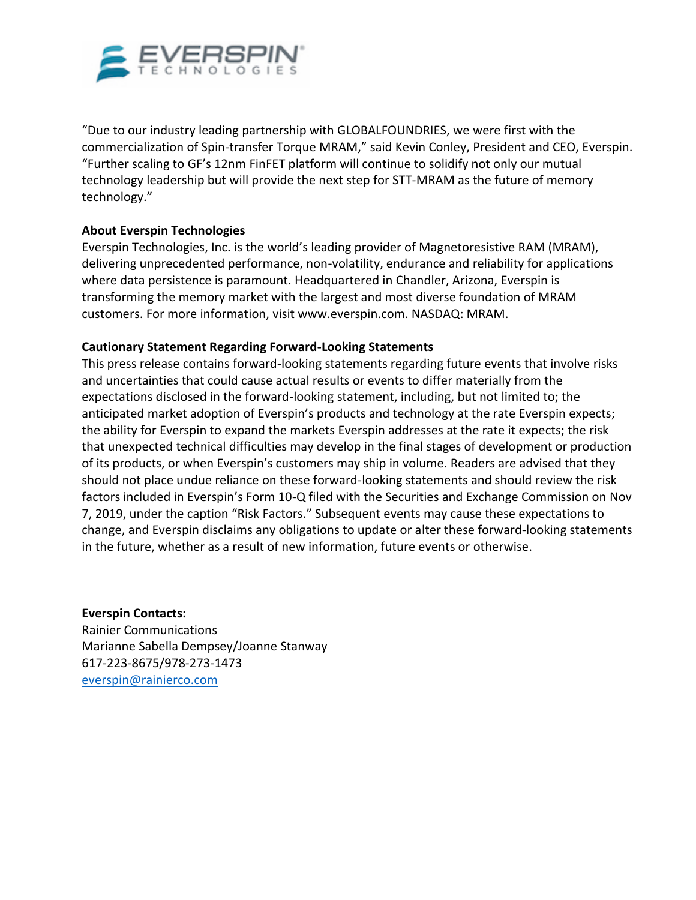"Due to our industry leading partnership with GLOBALFOUNDRIES, we were first with the commercialization of Spin-transfer Torque MRAM," said Kevin Conley, President and CEO, Everspin. "Further scaling to GF's 12nm FinFET platform will continue to solidify not only our mutual technology leadership but will provide the next step for STT-MRAM as the future of memory technology."

**About Everspin Technologies**
Everspin Technologies, Inc. is the world's leading provider of Magnetoresistive RAM (MRAM), delivering unprecedented performance, non-volatility, endurance and reliability for applications where data persistence is paramount. Headquartered in Chandler, Arizona, Everspin is transforming the memory market with the largest and most diverse foundation of MRAM customers. For more information, visit www.everspin.com. NASDAQ: MRAM.

**Cautionary Statement Regarding Forward-Looking Statements**
This press release contains forward-looking statements regarding future events that involve risks and uncertainties that could cause actual results or events to differ materially from the expectations disclosed in the forward-looking statement, including, but not limited to; the anticipated market adoption of Everspin's products and technology at the rate Everspin expects; the ability for Everspin to expand the markets Everspin addresses at the rate it expects; the risk that unexpected technical difficulties may develop in the final stages of development or production of its products, or when Everspin's customers may ship in volume. Readers are advised that they should not place undue reliance on these forward-looking statements and should review the risk factors included in Everspin's Form 10-Q filed with the Securities and Exchange Commission on Nov 7, 2019, under the caption "Risk Factors." Subsequent events may cause these expectations to change, and Everspin disclaims any obligations to update or alter these forward-looking statements in the future, whether as a result of new information, future events or otherwise.

**Everspin Contacts:**
Rainier Communications
Marianne Sabella Dempsey/Joanne Stanway
617-223-8675/978-273-1473
everspin@rainierco.com